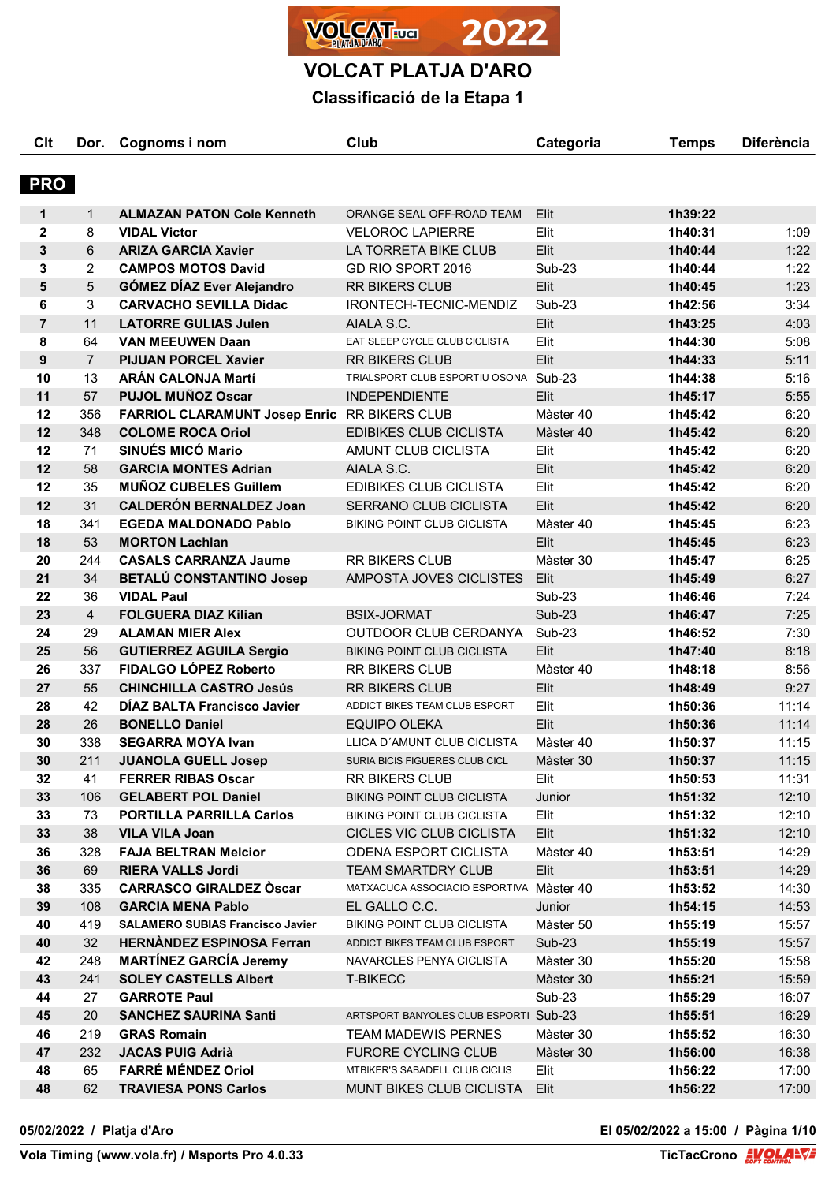# VOLCAT PLATJA D'ARO

## Classificació de la Etapa 1

| Clt | Dor. | Cognoms i nom | Club | Categoria | Temps | Diferència |
|---|---|---|---|---|---|---|
| **PRO** | | | | | | |
| 1 | 1 | ALMAZAN PATON Cole Kenneth | ORANGE SEAL OFF-ROAD TEAM | Elit | 1h39:22 | |
| 2 | 8 | VIDAL Victor | VELOROC LAPIERRE | Elit | 1h40:31 | 1:09 |
| 3 | 6 | ARIZA GARCIA Xavier | LA TORRETA BIKE CLUB | Elit | 1h40:44 | 1:22 |
| 3 | 2 | CAMPOS MOTOS David | GD RIO SPORT 2016 | Sub-23 | 1h40:44 | 1:22 |
| 5 | 5 | GÓMEZ DÍAZ Ever Alejandro | RR BIKERS CLUB | Elit | 1h40:45 | 1:23 |
| 6 | 3 | CARVACHO SEVILLA Didac | IRONTECH-TECNIC-MENDIZ | Sub-23 | 1h42:56 | 3:34 |
| 7 | 11 | LATORRE GULIAS Julen | AIALA S.C. | Elit | 1h43:25 | 4:03 |
| 8 | 64 | VAN MEEUWEN Daan | EAT SLEEP CYCLE CLUB CICLISTA | Elit | 1h44:30 | 5:08 |
| 9 | 7 | PIJUAN PORCEL Xavier | RR BIKERS CLUB | Elit | 1h44:33 | 5:11 |
| 10 | 13 | ARÁN CALONJA Martí | TRIALSPORT CLUB ESPORTIU OSONA | Sub-23 | 1h44:38 | 5:16 |
| 11 | 57 | PUJOL MUÑOZ Oscar | INDEPENDIENTE | Elit | 1h45:17 | 5:55 |
| 12 | 356 | FARRIOL CLARAMUNT Josep Enric | RR BIKERS CLUB | Màster 40 | 1h45:42 | 6:20 |
| 12 | 348 | COLOME ROCA Oriol | EDIBIKES CLUB CICLISTA | Màster 40 | 1h45:42 | 6:20 |
| 12 | 71 | SINUÉS MICÓ Mario | AMUNT CLUB CICLISTA | Elit | 1h45:42 | 6:20 |
| 12 | 58 | GARCIA MONTES Adrian | AIALA S.C. | Elit | 1h45:42 | 6:20 |
| 12 | 35 | MUÑOZ CUBELES Guillem | EDIBIKES CLUB CICLISTA | Elit | 1h45:42 | 6:20 |
| 12 | 31 | CALDERÓN BERNALDEZ Joan | SERRANO CLUB CICLISTA | Elit | 1h45:42 | 6:20 |
| 18 | 341 | EGEDA MALDONADO Pablo | BIKING POINT CLUB CICLISTA | Màster 40 | 1h45:45 | 6:23 |
| 18 | 53 | MORTON Lachlan | | Elit | 1h45:45 | 6:23 |
| 20 | 244 | CASALS CARRANZA Jaume | RR BIKERS CLUB | Màster 30 | 1h45:47 | 6:25 |
| 21 | 34 | BETALÚ CONSTANTINO Josep | AMPOSTA JOVES CICLISTES | Elit | 1h45:49 | 6:27 |
| 22 | 36 | VIDAL Paul | | Sub-23 | 1h46:46 | 7:24 |
| 23 | 4 | FOLGUERA DIAZ Kilian | BSIX-JORMAT | Sub-23 | 1h46:47 | 7:25 |
| 24 | 29 | ALAMAN MIER Alex | OUTDOOR CLUB CERDANYA | Sub-23 | 1h46:52 | 7:30 |
| 25 | 56 | GUTIERREZ AGUILA Sergio | BIKING POINT CLUB CICLISTA | Elit | 1h47:40 | 8:18 |
| 26 | 337 | FIDALGO LÓPEZ Roberto | RR BIKERS CLUB | Màster 40 | 1h48:18 | 8:56 |
| 27 | 55 | CHINCHILLA CASTRO Jesús | RR BIKERS CLUB | Elit | 1h48:49 | 9:27 |
| 28 | 42 | DÍAZ BALTA Francisco Javier | ADDICT BIKES TEAM CLUB ESPORT | Elit | 1h50:36 | 11:14 |
| 28 | 26 | BONELLO Daniel | EQUIPO OLEKA | Elit | 1h50:36 | 11:14 |
| 30 | 338 | SEGARRA MOYA Ivan | LLICA D´AMUNT CLUB CICLISTA | Màster 40 | 1h50:37 | 11:15 |
| 30 | 211 | JUANOLA GUELL Josep | SURIA BICIS FIGUERES CLUB CICL | Màster 30 | 1h50:37 | 11:15 |
| 32 | 41 | FERRER RIBAS Oscar | RR BIKERS CLUB | Elit | 1h50:53 | 11:31 |
| 33 | 106 | GELABERT POL Daniel | BIKING POINT CLUB CICLISTA | Junior | 1h51:32 | 12:10 |
| 33 | 73 | PORTILLA PARRILLA Carlos | BIKING POINT CLUB CICLISTA | Elit | 1h51:32 | 12:10 |
| 33 | 38 | VILA VILA Joan | CICLES VIC CLUB CICLISTA | Elit | 1h51:32 | 12:10 |
| 36 | 328 | FAJA BELTRAN Melcior | ODENA ESPORT CICLISTA | Màster 40 | 1h53:51 | 14:29 |
| 36 | 69 | RIERA VALLS Jordi | TEAM SMARTDRY CLUB | Elit | 1h53:51 | 14:29 |
| 38 | 335 | CARRASCO GIRALDEZ Òscar | MATXACUCA ASSOCIACIO ESPORTIVA | Màster 40 | 1h53:52 | 14:30 |
| 39 | 108 | GARCIA MENA Pablo | EL GALLO C.C. | Junior | 1h54:15 | 14:53 |
| 40 | 419 | SALAMERO SUBIAS Francisco Javier | BIKING POINT CLUB CICLISTA | Màster 50 | 1h55:19 | 15:57 |
| 40 | 32 | HERNÀNDEZ ESPINOSA Ferran | ADDICT BIKES TEAM CLUB ESPORT | Sub-23 | 1h55:19 | 15:57 |
| 42 | 248 | MARTÍNEZ GARCÍA Jeremy | NAVARCLES PENYA CICLISTA | Màster 30 | 1h55:20 | 15:58 |
| 43 | 241 | SOLEY CASTELLS Albert | T-BIKECC | Màster 30 | 1h55:21 | 15:59 |
| 44 | 27 | GARROTE Paul | | Sub-23 | 1h55:29 | 16:07 |
| 45 | 20 | SANCHEZ SAURINA Santi | ARTSPORT BANYOLES CLUB ESPORTI | Sub-23 | 1h55:51 | 16:29 |
| 46 | 219 | GRAS Romain | TEAM MADEWIS PERNES | Màster 30 | 1h55:52 | 16:30 |
| 47 | 232 | JACAS PUIG Adrià | FURORE CYCLING CLUB | Màster 30 | 1h56:00 | 16:38 |
| 48 | 65 | FARRÉ MÉNDEZ Oriol | MTBIKER'S SABADELL CLUB CICLIS | Elit | 1h56:22 | 17:00 |
| 48 | 62 | TRAVIESA PONS Carlos | MUNT BIKES CLUB CICLISTA | Elit | 1h56:22 | 17:00 |

05/02/2022 / Platja d'Aro — El 05/02/2022 a 15:00

Vola Timing (www.vola.fr) / Msports Pro 4.0.33 — TicTacCrono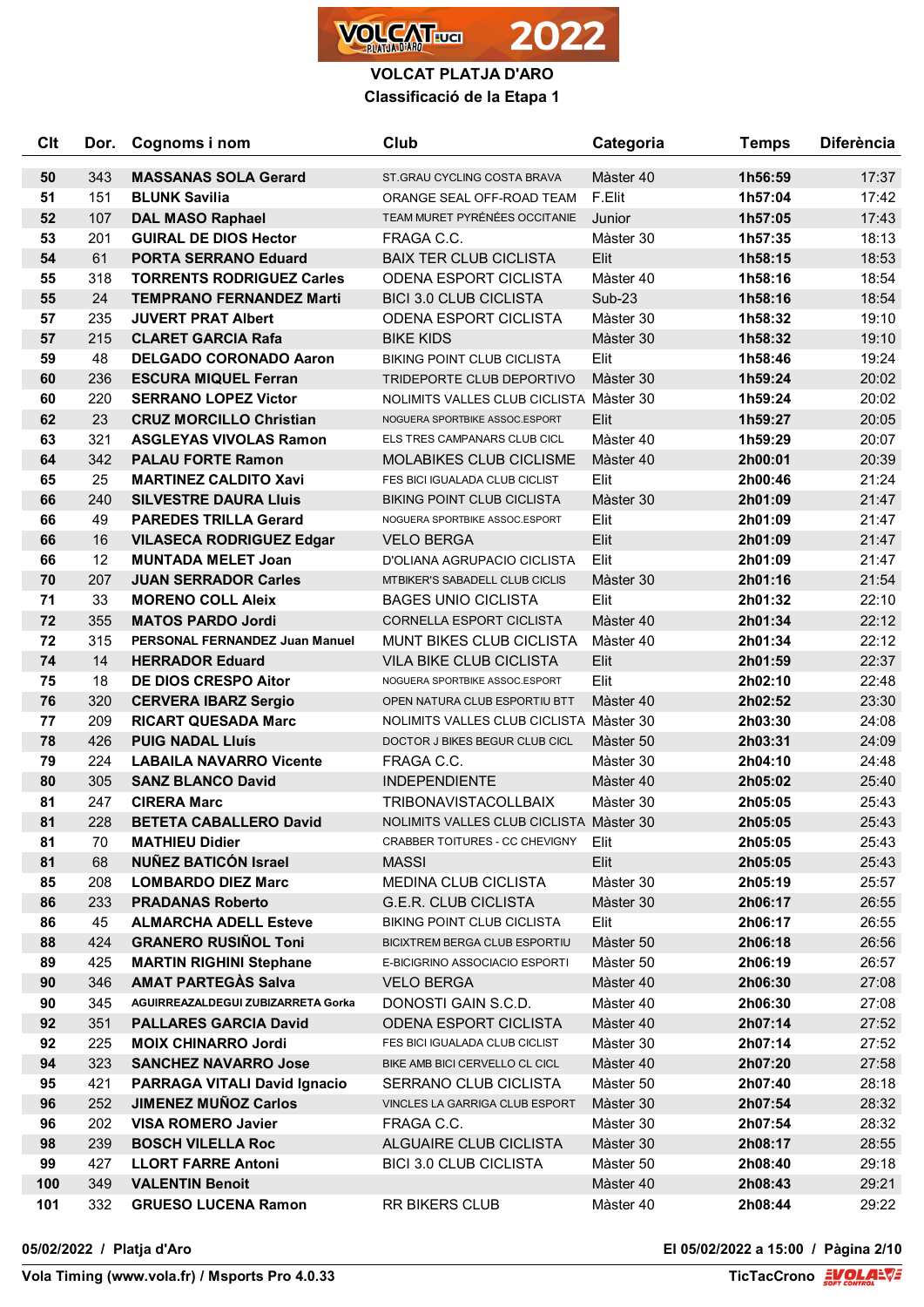# VOLCAT PLATJA D'ARO

## Classificació de la Etapa 1

| Clt | Dor. | Cognoms i nom | Club | Categoria | Temps | Diferència |
|---|---|---|---|---|---|---|
| 50 | 343 | **MASSANAS SOLA Gerard** | ST.GRAU CYCLING COSTA BRAVA | Màster 40 | **1h56:59** | 17:37 |
| 51 | 151 | **BLUNK Savilia** | ORANGE SEAL OFF-ROAD TEAM | F.Elit | **1h57:04** | 17:42 |
| 52 | 107 | **DAL MASO Raphael** | TEAM MURET PYRÉNÉES OCCITANIE | Junior | **1h57:05** | 17:43 |
| 53 | 201 | **GUIRAL DE DIOS Hector** | FRAGA C.C. | Màster 30 | **1h57:35** | 18:13 |
| 54 | 61 | **PORTA SERRANO Eduard** | BAIX TER CLUB CICLISTA | Elit | **1h58:15** | 18:53 |
| 55 | 318 | **TORRENTS RODRIGUEZ Carles** | ODENA ESPORT CICLISTA | Màster 40 | **1h58:16** | 18:54 |
| 55 | 24 | **TEMPRANO FERNANDEZ Marti** | BICI 3.0 CLUB CICLISTA | Sub-23 | **1h58:16** | 18:54 |
| 57 | 235 | **JUVERT PRAT Albert** | ODENA ESPORT CICLISTA | Màster 30 | **1h58:32** | 19:10 |
| 57 | 215 | **CLARET GARCIA Rafa** | BIKE KIDS | Màster 30 | **1h58:32** | 19:10 |
| 59 | 48 | **DELGADO CORONADO Aaron** | BIKING POINT CLUB CICLISTA | Elit | **1h58:46** | 19:24 |
| 60 | 236 | **ESCURA MIQUEL Ferran** | TRIDEPORTE CLUB DEPORTIVO | Màster 30 | **1h59:24** | 20:02 |
| 60 | 220 | **SERRANO LOPEZ Victor** | NOLIMITS VALLES CLUB CICLISTA | Màster 30 | **1h59:24** | 20:02 |
| 62 | 23 | **CRUZ MORCILLO Christian** | NOGUERA SPORTBIKE ASSOC.ESPORT | Elit | **1h59:27** | 20:05 |
| 63 | 321 | **ASGLEYAS VIVOLAS Ramon** | ELS TRES CAMPANARS CLUB CICL | Màster 40 | **1h59:29** | 20:07 |
| 64 | 342 | **PALAU FORTE Ramon** | MOLABIKES CLUB CICLISME | Màster 40 | **2h00:01** | 20:39 |
| 65 | 25 | **MARTINEZ CALDITO Xavi** | FES BICI IGUALADA CLUB CICLIST | Elit | **2h00:46** | 21:24 |
| 66 | 240 | **SILVESTRE DAURA Lluis** | BIKING POINT CLUB CICLISTA | Màster 30 | **2h01:09** | 21:47 |
| 66 | 49 | **PAREDES TRILLA Gerard** | NOGUERA SPORTBIKE ASSOC.ESPORT | Elit | **2h01:09** | 21:47 |
| 66 | 16 | **VILASECA RODRIGUEZ Edgar** | VELO BERGA | Elit | **2h01:09** | 21:47 |
| 66 | 12 | **MUNTADA MELET Joan** | D'OLIANA AGRUPACIO CICLISTA | Elit | **2h01:09** | 21:47 |
| 70 | 207 | **JUAN SERRADOR Carles** | MTBIKER'S SABADELL CLUB CICLIS | Màster 30 | **2h01:16** | 21:54 |
| 71 | 33 | **MORENO COLL Aleix** | BAGES UNIO CICLISTA | Elit | **2h01:32** | 22:10 |
| 72 | 355 | **MATOS PARDO Jordi** | CORNELLA ESPORT CICLISTA | Màster 40 | **2h01:34** | 22:12 |
| 72 | 315 | **PERSONAL FERNANDEZ Juan Manuel** | MUNT BIKES CLUB CICLISTA | Màster 40 | **2h01:34** | 22:12 |
| 74 | 14 | **HERRADOR Eduard** | VILA BIKE CLUB CICLISTA | Elit | **2h01:59** | 22:37 |
| 75 | 18 | **DE DIOS CRESPO Aitor** | NOGUERA SPORTBIKE ASSOC.ESPORT | Elit | **2h02:10** | 22:48 |
| 76 | 320 | **CERVERA IBARZ Sergio** | OPEN NATURA CLUB ESPORTIU BTT | Màster 40 | **2h02:52** | 23:30 |
| 77 | 209 | **RICART QUESADA Marc** | NOLIMITS VALLES CLUB CICLISTA | Màster 30 | **2h03:30** | 24:08 |
| 78 | 426 | **PUIG NADAL Lluís** | DOCTOR J BIKES BEGUR CLUB CICL | Màster 50 | **2h03:31** | 24:09 |
| 79 | 224 | **LABAILA NAVARRO Vicente** | FRAGA C.C. | Màster 30 | **2h04:10** | 24:48 |
| 80 | 305 | **SANZ BLANCO David** | INDEPENDIENTE | Màster 40 | **2h05:02** | 25:40 |
| 81 | 247 | **CIRERA Marc** | TRIBONAVISTACOLLBAIX | Màster 30 | **2h05:05** | 25:43 |
| 81 | 228 | **BETETA CABALLERO David** | NOLIMITS VALLES CLUB CICLISTA | Màster 30 | **2h05:05** | 25:43 |
| 81 | 70 | **MATHIEU Didier** | CRABBER TOITURES - CC CHEVIGNY | Elit | **2h05:05** | 25:43 |
| 81 | 68 | **NUÑEZ BATICÓN Israel** | MASSI | Elit | **2h05:05** | 25:43 |
| 85 | 208 | **LOMBARDO DIEZ Marc** | MEDINA CLUB CICLISTA | Màster 30 | **2h05:19** | 25:57 |
| 86 | 233 | **PRADANAS Roberto** | G.E.R. CLUB CICLISTA | Màster 30 | **2h06:17** | 26:55 |
| 86 | 45 | **ALMARCHA ADELL Esteve** | BIKING POINT CLUB CICLISTA | Elit | **2h06:17** | 26:55 |
| 88 | 424 | **GRANERO RUSIÑOL Toni** | BICIXTREM BERGA CLUB ESPORTIU | Màster 50 | **2h06:18** | 26:56 |
| 89 | 425 | **MARTIN RIGHINI Stephane** | E-BICIGRINO ASSOCIACIO ESPORTI | Màster 50 | **2h06:19** | 26:57 |
| 90 | 346 | **AMAT PARTEGÀS Salva** | VELO BERGA | Màster 40 | **2h06:30** | 27:08 |
| 90 | 345 | **AGUIRREAZALDEGUI ZUBIZARRETA Gorka** | DONOSTI GAIN S.C.D. | Màster 40 | **2h06:30** | 27:08 |
| 92 | 351 | **PALLARES GARCIA David** | ODENA ESPORT CICLISTA | Màster 40 | **2h07:14** | 27:52 |
| 92 | 225 | **MOIX CHINARRO Jordi** | FES BICI IGUALADA CLUB CICLIST | Màster 30 | **2h07:14** | 27:52 |
| 94 | 323 | **SANCHEZ NAVARRO Jose** | BIKE AMB BICI CERVELLO CL CICL | Màster 40 | **2h07:20** | 27:58 |
| 95 | 421 | **PARRAGA VITALI David Ignacio** | SERRANO CLUB CICLISTA | Màster 50 | **2h07:40** | 28:18 |
| 96 | 252 | **JIMENEZ MUÑOZ Carlos** | VINCLES LA GARRIGA CLUB ESPORT | Màster 30 | **2h07:54** | 28:32 |
| 96 | 202 | **VISA ROMERO Javier** | FRAGA C.C. | Màster 30 | **2h07:54** | 28:32 |
| 98 | 239 | **BOSCH VILELLA Roc** | ALGUAIRE CLUB CICLISTA | Màster 30 | **2h08:17** | 28:55 |
| 99 | 427 | **LLORT FARRE Antoni** | BICI 3.0 CLUB CICLISTA | Màster 50 | **2h08:40** | 29:18 |
| 100 | 349 | **VALENTIN Benoit** | | Màster 40 | **2h08:43** | 29:21 |
| 101 | 332 | **GRUESO LUCENA Ramon** | RR BIKERS CLUB | Màster 40 | **2h08:44** | 29:22 |

**05/02/2022 / Platja d'Aro** | **El 05/02/2022 a 15:00**

**Vola Timing (www.vola.fr) / Msports Pro 4.0.33** | **TicTacCrono**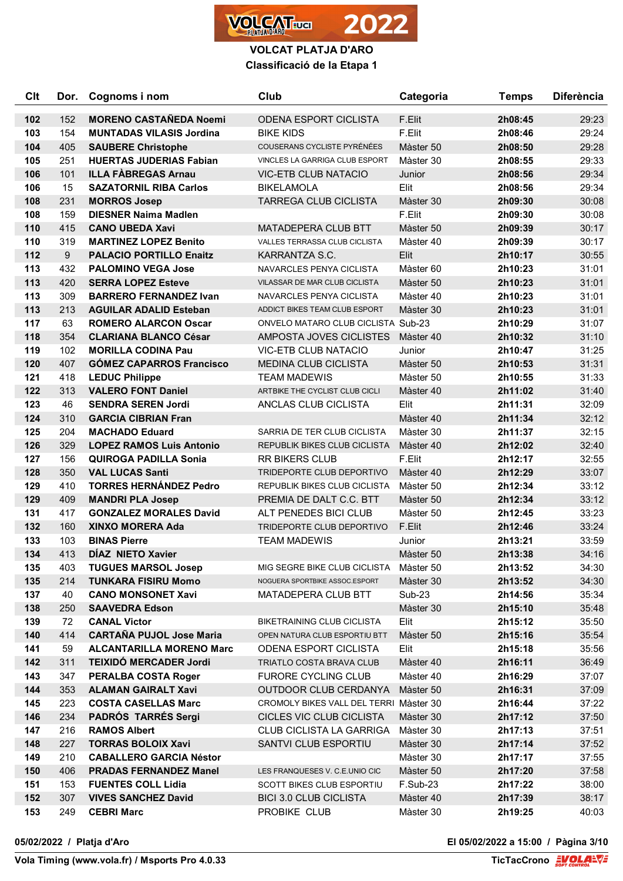# VOLCAT PLATJA D'ARO

## Classificació de la Etapa 1

| Clt | Dor. | Cognoms i nom | Club | Categoria | Temps | Diferència |
|---|---|---|---|---|---|---|
| 102 | 152 | **MORENO CASTAÑEDA Noemi** | ODENA ESPORT CICLISTA | F.Elit | **2h08:45** | 29:23 |
| 103 | 154 | **MUNTADAS VILASIS Jordina** | BIKE KIDS | F.Elit | **2h08:46** | 29:24 |
| 104 | 405 | **SAUBERE Christophe** | COUSERANS CYCLISTE PYRÉNÉES | Màster 50 | **2h08:50** | 29:28 |
| 105 | 251 | **HUERTAS JUDERIAS Fabian** | VINCLES LA GARRIGA CLUB ESPORT | Màster 30 | **2h08:55** | 29:33 |
| 106 | 101 | **ILLA FÀBREGAS Arnau** | VIC-ETB CLUB NATACIO | Junior | **2h08:56** | 29:34 |
| 106 | 15 | **SAZATORNIL RIBA Carlos** | BIKELAMOLA | Elit | **2h08:56** | 29:34 |
| 108 | 231 | **MORROS Josep** | TARREGA CLUB CICLISTA | Màster 30 | **2h09:30** | 30:08 |
| 108 | 159 | **DIESNER Naima Madlen** | | F.Elit | **2h09:30** | 30:08 |
| 110 | 415 | **CANO UBEDA Xavi** | MATADEPERA CLUB BTT | Màster 50 | **2h09:39** | 30:17 |
| 110 | 319 | **MARTINEZ LOPEZ Benito** | VALLES TERRASSA CLUB CICLISTA | Màster 40 | **2h09:39** | 30:17 |
| 112 | 9 | **PALACIO PORTILLO Enaitz** | KARRANTZA S.C. | Elit | **2h10:17** | 30:55 |
| 113 | 432 | **PALOMINO VEGA Jose** | NAVARCLES PENYA CICLISTA | Màster 60 | **2h10:23** | 31:01 |
| 113 | 420 | **SERRA LOPEZ Esteve** | VILASSAR DE MAR CLUB CICLISTA | Màster 50 | **2h10:23** | 31:01 |
| 113 | 309 | **BARRERO FERNANDEZ Ivan** | NAVARCLES PENYA CICLISTA | Màster 40 | **2h10:23** | 31:01 |
| 113 | 213 | **AGUILAR ADALID Esteban** | ADDICT BIKES TEAM CLUB ESPORT | Màster 30 | **2h10:23** | 31:01 |
| 117 | 63 | **ROMERO ALARCON Oscar** | ONVELO MATARO CLUB CICLISTA | Sub-23 | **2h10:29** | 31:07 |
| 118 | 354 | **CLARIANA BLANCO César** | AMPOSTA JOVES CICLISTES | Màster 40 | **2h10:32** | 31:10 |
| 119 | 102 | **MORILLA CODINA Pau** | VIC-ETB CLUB NATACIO | Junior | **2h10:47** | 31:25 |
| 120 | 407 | **GÓMEZ CAPARROS Francisco** | MEDINA CLUB CICLISTA | Màster 50 | **2h10:53** | 31:31 |
| 121 | 418 | **LEDUC Philippe** | TEAM MADEWIS | Màster 50 | **2h10:55** | 31:33 |
| 122 | 313 | **VALERO FONT Daniel** | ARTBIKE THE CYCLIST CLUB CICLI | Màster 40 | **2h11:02** | 31:40 |
| 123 | 46 | **SENDRA SEREN Jordi** | ANCLAS CLUB CICLISTA | Elit | **2h11:31** | 32:09 |
| 124 | 310 | **GARCIA CIBRIAN Fran** | | Màster 40 | **2h11:34** | 32:12 |
| 125 | 204 | **MACHADO Eduard** | SARRIA DE TER CLUB CICLISTA | Màster 30 | **2h11:37** | 32:15 |
| 126 | 329 | **LOPEZ RAMOS Luis Antonio** | REPUBLIK BIKES CLUB CICLISTA | Màster 40 | **2h12:02** | 32:40 |
| 127 | 156 | **QUIROGA PADILLA Sonia** | RR BIKERS CLUB | F.Elit | **2h12:17** | 32:55 |
| 128 | 350 | **VAL LUCAS Santi** | TRIDEPORTE CLUB DEPORTIVO | Màster 40 | **2h12:29** | 33:07 |
| 129 | 410 | **TORRES HERNÁNDEZ Pedro** | REPUBLIK BIKES CLUB CICLISTA | Màster 50 | **2h12:34** | 33:12 |
| 129 | 409 | **MANDRI PLA Josep** | PREMIA DE DALT C.C. BTT | Màster 50 | **2h12:34** | 33:12 |
| 131 | 417 | **GONZALEZ MORALES David** | ALT PENEDES BICI CLUB | Màster 50 | **2h12:45** | 33:23 |
| 132 | 160 | **XINXO MORERA Ada** | TRIDEPORTE CLUB DEPORTIVO | F.Elit | **2h12:46** | 33:24 |
| 133 | 103 | **BINAS Pierre** | TEAM MADEWIS | Junior | **2h13:21** | 33:59 |
| 134 | 413 | **DÍAZ NIETO Xavier** | | Màster 50 | **2h13:38** | 34:16 |
| 135 | 403 | **TUGUES MARSOL Josep** | MIG SEGRE BIKE CLUB CICLISTA | Màster 50 | **2h13:52** | 34:30 |
| 135 | 214 | **TUNKARA FISIRU Momo** | NOGUERA SPORTBIKE ASSOC.ESPORT | Màster 30 | **2h13:52** | 34:30 |
| 137 | 40 | **CANO MONSONET Xavi** | MATADEPERA CLUB BTT | Sub-23 | **2h14:56** | 35:34 |
| 138 | 250 | **SAAVEDRA Edson** | | Màster 30 | **2h15:10** | 35:48 |
| 139 | 72 | **CANAL Victor** | BIKETRAINING CLUB CICLISTA | Elit | **2h15:12** | 35:50 |
| 140 | 414 | **CARTAÑA PUJOL Jose Maria** | OPEN NATURA CLUB ESPORTIU BTT | Màster 50 | **2h15:16** | 35:54 |
| 141 | 59 | **ALCANTARILLA MORENO Marc** | ODENA ESPORT CICLISTA | Elit | **2h15:18** | 35:56 |
| 142 | 311 | **TEIXIDÓ MERCADER Jordi** | TRIATLO COSTA BRAVA CLUB | Màster 40 | **2h16:11** | 36:49 |
| 143 | 347 | **PERALBA COSTA Roger** | FURORE CYCLING CLUB | Màster 40 | **2h16:29** | 37:07 |
| 144 | 353 | **ALAMAN GAIRALT Xavi** | OUTDOOR CLUB CERDANYA | Màster 50 | **2h16:31** | 37:09 |
| 145 | 223 | **COSTA CASELLAS Marc** | CROMOLY BIKES VALL DEL TERRI | Màster 30 | **2h16:44** | 37:22 |
| 146 | 234 | **PADRÓS TARRÉS Sergi** | CICLES VIC CLUB CICLISTA | Màster 30 | **2h17:12** | 37:50 |
| 147 | 216 | **RAMOS Albert** | CLUB CICLISTA LA GARRIGA | Màster 30 | **2h17:13** | 37:51 |
| 148 | 227 | **TORRAS BOLOIX Xavi** | SANTVI CLUB ESPORTIU | Màster 30 | **2h17:14** | 37:52 |
| 149 | 210 | **CABALLERO GARCIA Néstor** | | Màster 30 | **2h17:17** | 37:55 |
| 150 | 406 | **PRADAS FERNANDEZ Manel** | LES FRANQUESES V. C.E.UNIO CIC | Màster 50 | **2h17:20** | 37:58 |
| 151 | 153 | **FUENTES COLL Lidia** | SCOTT BIKES CLUB ESPORTIU | F.Sub-23 | **2h17:22** | 38:00 |
| 152 | 307 | **VIVES SANCHEZ David** | BICI 3.0 CLUB CICLISTA | Màster 40 | **2h17:39** | 38:17 |
| 153 | 249 | **CEBRI Marc** | PROBIKE CLUB | Màster 30 | **2h19:25** | 40:03 |

**05/02/2022 / Platja d'Aro** — **El 05/02/2022 a 15:00**

**Vola Timing (www.vola.fr) / Msports Pro 4.0.33** — **TicTacCrono**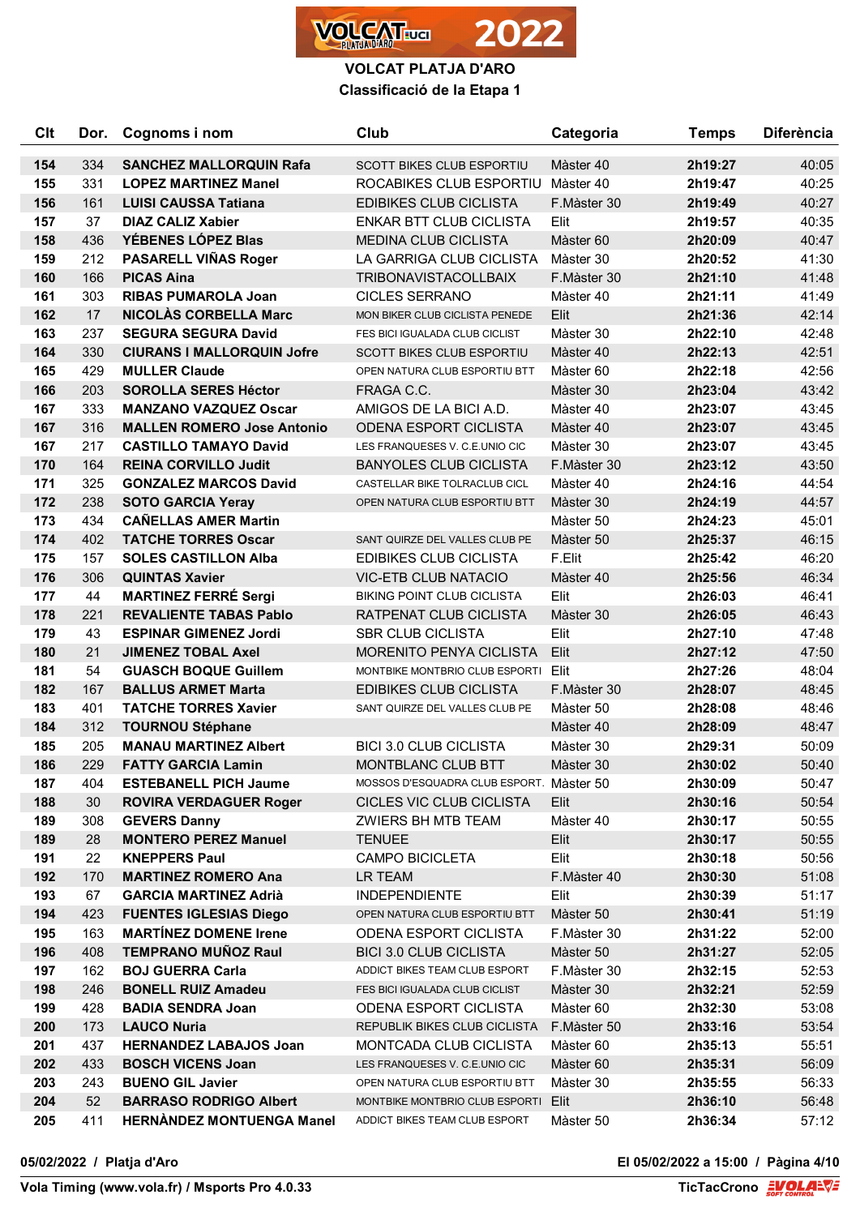# VOLCAT PLATJA D'ARO

## Classificació de la Etapa 1

| Clt | Dor. | Cognoms i nom | Club | Categoria | Temps | Diferència |
|---|---|---|---|---|---|---|
| 154 | 334 | **SANCHEZ MALLORQUIN Rafa** | SCOTT BIKES CLUB ESPORTIU | Màster 40 | **2h19:27** | 40:05 |
| 155 | 331 | **LOPEZ MARTINEZ Manel** | ROCABIKES CLUB ESPORTIU | Màster 40 | **2h19:47** | 40:25 |
| 156 | 161 | **LUISI CAUSSA Tatiana** | EDIBIKES CLUB CICLISTA | F.Màster 30 | **2h19:49** | 40:27 |
| 157 | 37 | **DIAZ CALIZ Xabier** | ENKAR BTT CLUB CICLISTA | Elit | **2h19:57** | 40:35 |
| 158 | 436 | **YÉBENES LÓPEZ Blas** | MEDINA CLUB CICLISTA | Màster 60 | **2h20:09** | 40:47 |
| 159 | 212 | **PASARELL VIÑAS Roger** | LA GARRIGA CLUB CICLISTA | Màster 30 | **2h20:52** | 41:30 |
| 160 | 166 | **PICAS Aina** | TRIBONAVISTACOLLBAIX | F.Màster 30 | **2h21:10** | 41:48 |
| 161 | 303 | **RIBAS PUMAROLA Joan** | CICLES SERRANO | Màster 40 | **2h21:11** | 41:49 |
| 162 | 17 | **NICOLÀS CORBELLA Marc** | MON BIKER CLUB CICLISTA PENEDE | Elit | **2h21:36** | 42:14 |
| 163 | 237 | **SEGURA SEGURA David** | FES BICI IGUALADA CLUB CICLIST | Màster 30 | **2h22:10** | 42:48 |
| 164 | 330 | **CIURANS I MALLORQUIN Jofre** | SCOTT BIKES CLUB ESPORTIU | Màster 40 | **2h22:13** | 42:51 |
| 165 | 429 | **MULLER Claude** | OPEN NATURA CLUB ESPORTIU BTT | Màster 60 | **2h22:18** | 42:56 |
| 166 | 203 | **SOROLLA SERES Héctor** | FRAGA C.C. | Màster 30 | **2h23:04** | 43:42 |
| 167 | 333 | **MANZANO VAZQUEZ Oscar** | AMIGOS DE LA BICI A.D. | Màster 40 | **2h23:07** | 43:45 |
| 167 | 316 | **MALLEN ROMERO Jose Antonio** | ODENA ESPORT CICLISTA | Màster 40 | **2h23:07** | 43:45 |
| 167 | 217 | **CASTILLO TAMAYO David** | LES FRANQUESES V. C.E.UNIO CIC | Màster 30 | **2h23:07** | 43:45 |
| 170 | 164 | **REINA CORVILLO Judit** | BANYOLES CLUB CICLISTA | F.Màster 30 | **2h23:12** | 43:50 |
| 171 | 325 | **GONZALEZ MARCOS David** | CASTELLAR BIKE TOLRACLUB CICL | Màster 40 | **2h24:16** | 44:54 |
| 172 | 238 | **SOTO GARCIA Yeray** | OPEN NATURA CLUB ESPORTIU BTT | Màster 30 | **2h24:19** | 44:57 |
| 173 | 434 | **CAÑELLAS AMER Martin** | | Màster 50 | **2h24:23** | 45:01 |
| 174 | 402 | **TATCHE TORRES Oscar** | SANT QUIRZE DEL VALLES CLUB PE | Màster 50 | **2h25:37** | 46:15 |
| 175 | 157 | **SOLES CASTILLON Alba** | EDIBIKES CLUB CICLISTA | F.Elit | **2h25:42** | 46:20 |
| 176 | 306 | **QUINTAS Xavier** | VIC-ETB CLUB NATACIO | Màster 40 | **2h25:56** | 46:34 |
| 177 | 44 | **MARTINEZ FERRÉ Sergi** | BIKING POINT CLUB CICLISTA | Elit | **2h26:03** | 46:41 |
| 178 | 221 | **REVALIENTE TABAS Pablo** | RATPENAT CLUB CICLISTA | Màster 30 | **2h26:05** | 46:43 |
| 179 | 43 | **ESPINAR GIMENEZ Jordi** | SBR CLUB CICLISTA | Elit | **2h27:10** | 47:48 |
| 180 | 21 | **JIMENEZ TOBAL Axel** | MORENITO PENYA CICLISTA | Elit | **2h27:12** | 47:50 |
| 181 | 54 | **GUASCH BOQUE Guillem** | MONTBIKE MONTBRIO CLUB ESPORTI | Elit | **2h27:26** | 48:04 |
| 182 | 167 | **BALLUS ARMET Marta** | EDIBIKES CLUB CICLISTA | F.Màster 30 | **2h28:07** | 48:45 |
| 183 | 401 | **TATCHE TORRES Xavier** | SANT QUIRZE DEL VALLES CLUB PE | Màster 50 | **2h28:08** | 48:46 |
| 184 | 312 | **TOURNOU Stéphane** | | Màster 40 | **2h28:09** | 48:47 |
| 185 | 205 | **MANAU MARTINEZ Albert** | BICI 3.0 CLUB CICLISTA | Màster 30 | **2h29:31** | 50:09 |
| 186 | 229 | **FATTY GARCIA Lamin** | MONTBLANC CLUB BTT | Màster 30 | **2h30:02** | 50:40 |
| 187 | 404 | **ESTEBANELL PICH Jaume** | MOSSOS D'ESQUADRA CLUB ESPORT. | Màster 50 | **2h30:09** | 50:47 |
| 188 | 30 | **ROVIRA VERDAGUER Roger** | CICLES VIC CLUB CICLISTA | Elit | **2h30:16** | 50:54 |
| 189 | 308 | **GEVERS Danny** | ZWIERS BH MTB TEAM | Màster 40 | **2h30:17** | 50:55 |
| 189 | 28 | **MONTERO PEREZ Manuel** | TENUEE | Elit | **2h30:17** | 50:55 |
| 191 | 22 | **KNEPPERS Paul** | CAMPO BICICLETA | Elit | **2h30:18** | 50:56 |
| 192 | 170 | **MARTINEZ ROMERO Ana** | LR TEAM | F.Màster 40 | **2h30:30** | 51:08 |
| 193 | 67 | **GARCIA MARTINEZ Adrià** | INDEPENDIENTE | Elit | **2h30:39** | 51:17 |
| 194 | 423 | **FUENTES IGLESIAS Diego** | OPEN NATURA CLUB ESPORTIU BTT | Màster 50 | **2h30:41** | 51:19 |
| 195 | 163 | **MARTÍNEZ DOMENE Irene** | ODENA ESPORT CICLISTA | F.Màster 30 | **2h31:22** | 52:00 |
| 196 | 408 | **TEMPRANO MUÑOZ Raul** | BICI 3.0 CLUB CICLISTA | Màster 50 | **2h31:27** | 52:05 |
| 197 | 162 | **BOJ GUERRA Carla** | ADDICT BIKES TEAM CLUB ESPORT | F.Màster 30 | **2h32:15** | 52:53 |
| 198 | 246 | **BONELL RUIZ Amadeu** | FES BICI IGUALADA CLUB CICLIST | Màster 30 | **2h32:21** | 52:59 |
| 199 | 428 | **BADIA SENDRA Joan** | ODENA ESPORT CICLISTA | Màster 60 | **2h32:30** | 53:08 |
| 200 | 173 | **LAUCO Nuria** | REPUBLIK BIKES CLUB CICLISTA | F.Màster 50 | **2h33:16** | 53:54 |
| 201 | 437 | **HERNANDEZ LABAJOS Joan** | MONTCADA CLUB CICLISTA | Màster 60 | **2h35:13** | 55:51 |
| 202 | 433 | **BOSCH VICENS Joan** | LES FRANQUESES V. C.E.UNIO CIC | Màster 60 | **2h35:31** | 56:09 |
| 203 | 243 | **BUENO GIL Javier** | OPEN NATURA CLUB ESPORTIU BTT | Màster 30 | **2h35:55** | 56:33 |
| 204 | 52 | **BARRASO RODRIGO Albert** | MONTBIKE MONTBRIO CLUB ESPORTI | Elit | **2h36:10** | 56:48 |
| 205 | 411 | **HERNÀNDEZ MONTUENGA Manel** | ADDICT BIKES TEAM CLUB ESPORT | Màster 50 | **2h36:34** | 57:12 |

**05/02/2022 / Platja d'Aro** — **El 05/02/2022 a 15:00**

**Vola Timing (www.vola.fr) / Msports Pro 4.0.33** — **TicTacCrono**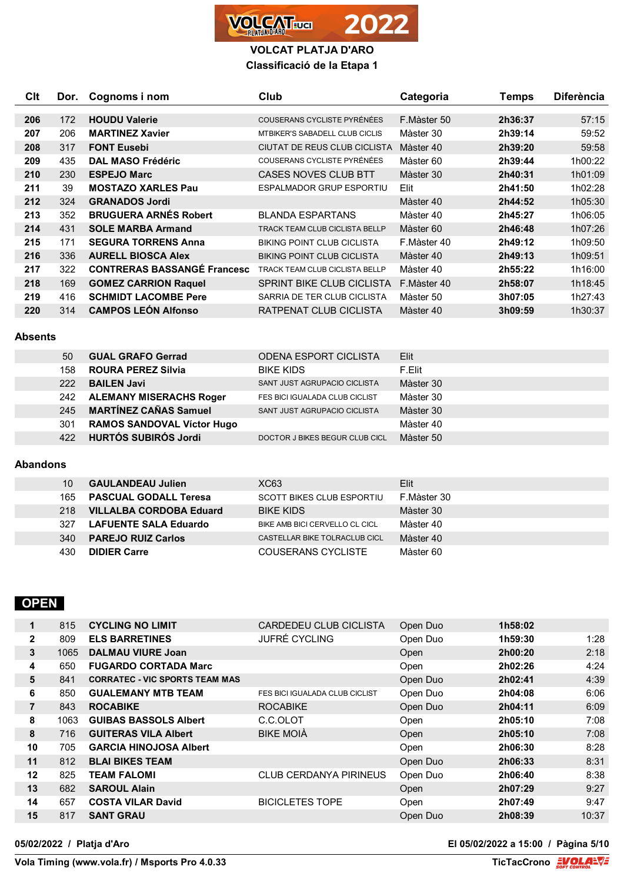# VOLCAT PLATJA D'ARO

## Classificació de la Etapa 1

| Clt | Dor. | Cognoms i nom | Club | Categoria | Temps | Diferència |
|---|---|---|---|---|---|---|
| 206 | 172 | **HOUDU Valerie** | COUSERANS CYCLISTE PYRÉNÉES | F.Màster 50 | **2h36:37** | 57:15 |
| 207 | 206 | **MARTINEZ Xavier** | MTBIKER'S SABADELL CLUB CICLIS | Màster 30 | **2h39:14** | 59:52 |
| 208 | 317 | **FONT Eusebi** | CIUTAT DE REUS CLUB CICLISTA | Màster 40 | **2h39:20** | 59:58 |
| 209 | 435 | **DAL MASO Frédéric** | COUSERANS CYCLISTE PYRÉNÉES | Màster 60 | **2h39:44** | 1h00:22 |
| 210 | 230 | **ESPEJO Marc** | CASES NOVES CLUB BTT | Màster 30 | **2h40:31** | 1h01:09 |
| 211 | 39 | **MOSTAZO XARLES Pau** | ESPALMADOR GRUP ESPORTIU | Elit | **2h41:50** | 1h02:28 |
| 212 | 324 | **GRANADOS Jordi** | | Màster 40 | **2h44:52** | 1h05:30 |
| 213 | 352 | **BRUGUERA ARNÉS Robert** | BLANDA ESPARTANS | Màster 40 | **2h45:27** | 1h06:05 |
| 214 | 431 | **SOLE MARBA Armand** | TRACK TEAM CLUB CICLISTA BELLP | Màster 60 | **2h46:48** | 1h07:26 |
| 215 | 171 | **SEGURA TORRENS Anna** | BIKING POINT CLUB CICLISTA | F.Màster 40 | **2h49:12** | 1h09:50 |
| 216 | 336 | **AURELL BIOSCA Alex** | BIKING POINT CLUB CICLISTA | Màster 40 | **2h49:13** | 1h09:51 |
| 217 | 322 | **CONTRERAS BASSANGÉ Francesc** | TRACK TEAM CLUB CICLISTA BELLP | Màster 40 | **2h55:22** | 1h16:00 |
| 218 | 169 | **GOMEZ CARRION Raquel** | SPRINT BIKE CLUB CICLISTA | F.Màster 40 | **2h58:07** | 1h18:45 |
| 219 | 416 | **SCHMIDT LACOMBE Pere** | SARRIA DE TER CLUB CICLISTA | Màster 50 | **3h07:05** | 1h27:43 |
| 220 | 314 | **CAMPOS LEÓN Alfonso** | RATPENAT CLUB CICLISTA | Màster 40 | **3h09:59** | 1h30:37 |

### Absents

| Dor. | Cognoms i nom | Club | Categoria |
|---|---|---|---|
| 50 | **GUAL GRAFO Gerrad** | ODENA ESPORT CICLISTA | Elit |
| 158 | **ROURA PEREZ Silvia** | BIKE KIDS | F.Elit |
| 222 | **BAILEN Javi** | SANT JUST AGRUPACIO CICLISTA | Màster 30 |
| 242 | **ALEMANY MISERACHS Roger** | FES BICI IGUALADA CLUB CICLIST | Màster 30 |
| 245 | **MARTÍNEZ CAÑAS Samuel** | SANT JUST AGRUPACIO CICLISTA | Màster 30 |
| 301 | **RAMOS SANDOVAL Víctor Hugo** | | Màster 40 |
| 422 | **HURTÓS SUBIRÓS Jordi** | DOCTOR J BIKES BEGUR CLUB CICL | Màster 50 |

### Abandons

| Dor. | Cognoms i nom | Club | Categoria |
|---|---|---|---|
| 10 | **GAULANDEAU Julien** | XC63 | Elit |
| 165 | **PASCUAL GODALL Teresa** | SCOTT BIKES CLUB ESPORTIU | F.Màster 30 |
| 218 | **VILLALBA CORDOBA Eduard** | BIKE KIDS | Màster 30 |
| 327 | **LAFUENTE SALA Eduardo** | BIKE AMB BICI CERVELLO CL CICL | Màster 40 |
| 340 | **PAREJO RUIZ Carlos** | CASTELLAR BIKE TOLRACLUB CICL | Màster 40 |
| 430 | **DIDIER Carre** | COUSERANS CYCLISTE | Màster 60 |

## OPEN

| Clt | Dor. | Cognoms i nom | Club | Categoria | Temps | Diferència |
|---|---|---|---|---|---|---|
| 1 | 815 | **CYCLING NO LIMIT** | CARDEDEU CLUB CICLISTA | Open Duo | **1h58:02** | |
| 2 | 809 | **ELS BARRETINES** | JUFRÉ CYCLING | Open Duo | **1h59:30** | 1:28 |
| 3 | 1065 | **DALMAU VIURE Joan** | | Open | **2h00:20** | 2:18 |
| 4 | 650 | **FUGARDO CORTADA Marc** | | Open | **2h02:26** | 4:24 |
| 5 | 841 | **CORRATEC - VIC SPORTS TEAM MAS** | | Open Duo | **2h02:41** | 4:39 |
| 6 | 850 | **GUALEMANY MTB TEAM** | FES BICI IGUALADA CLUB CICLIST | Open Duo | **2h04:08** | 6:06 |
| 7 | 843 | **ROCABIKE** | ROCABIKE | Open Duo | **2h04:11** | 6:09 |
| 8 | 1063 | **GUIBAS BASSOLS Albert** | C.C.OLOT | Open | **2h05:10** | 7:08 |
| 8 | 716 | **GUITERAS VILA Albert** | BIKE MOIÀ | Open | **2h05:10** | 7:08 |
| 10 | 705 | **GARCIA HINOJOSA Albert** | | Open | **2h06:30** | 8:28 |
| 11 | 812 | **BLAI BIKES TEAM** | | Open Duo | **2h06:33** | 8:31 |
| 12 | 825 | **TEAM FALOMI** | CLUB CERDANYA PIRINEUS | Open Duo | **2h06:40** | 8:38 |
| 13 | 682 | **SAROUL Alain** | | Open | **2h07:29** | 9:27 |
| 14 | 657 | **COSTA VILAR David** | BICICLETES TOPE | Open | **2h07:49** | 9:47 |
| 15 | 817 | **SANT GRAU** | | Open Duo | **2h08:39** | 10:37 |

**05/02/2022 / Platja d'Aro** — **El 05/02/2022 a 15:00**

**Vola Timing (www.vola.fr) / Msports Pro 4.0.33** — **TicTacCrono**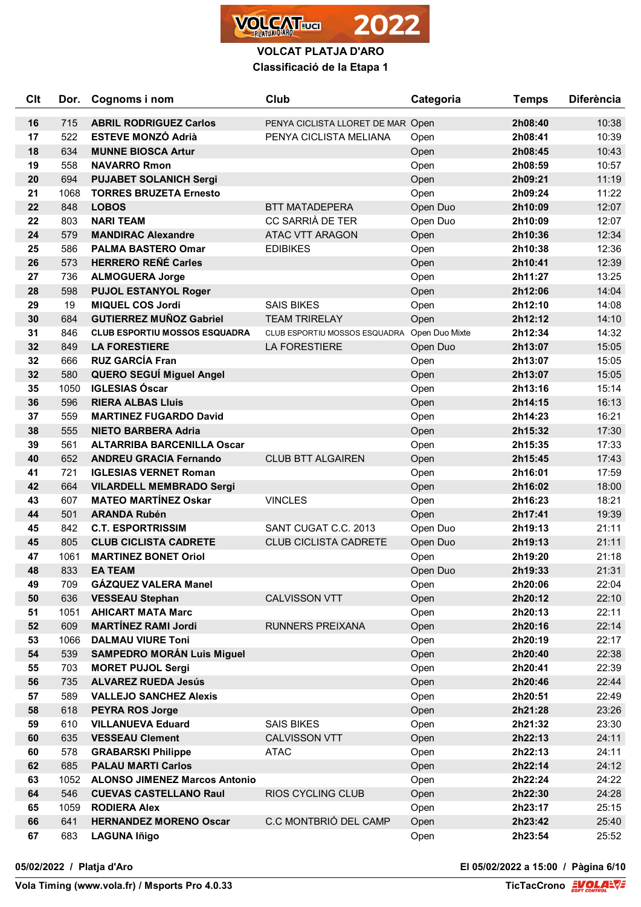**VOLCAT PLATJA D'ARO**

**Classificació de la Etapa 1**

| Clt | Dor. | Cognoms i nom | Club | Categoria | Temps | Diferència |
|---|---|---|---|---|---|---|
| 16 | 715 | **ABRIL RODRIGUEZ Carlos** | PENYA CICLISTA LLORET DE MAR | Open | **2h08:40** | 10:38 |
| 17 | 522 | **ESTEVE MONZÓ Adrià** | PENYA CICLISTA MELIANA | Open | **2h08:41** | 10:39 |
| 18 | 634 | **MUNNE BIOSCA Artur** | | Open | **2h08:45** | 10:43 |
| 19 | 558 | **NAVARRO Rmon** | | Open | **2h08:59** | 10:57 |
| 20 | 694 | **PUJABET SOLANICH Sergi** | | Open | **2h09:21** | 11:19 |
| 21 | 1068 | **TORRES BRUZETA Ernesto** | | Open | **2h09:24** | 11:22 |
| 22 | 848 | **LOBOS** | BTT MATADEPERA | Open Duo | **2h10:09** | 12:07 |
| 22 | 803 | **NARI TEAM** | CC SARRIÀ DE TER | Open Duo | **2h10:09** | 12:07 |
| 24 | 579 | **MANDIRAC Alexandre** | ATAC VTT ARAGON | Open | **2h10:36** | 12:34 |
| 25 | 586 | **PALMA BASTERO Omar** | EDIBIKES | Open | **2h10:38** | 12:36 |
| 26 | 573 | **HERRERO REÑÉ Carles** | | Open | **2h10:41** | 12:39 |
| 27 | 736 | **ALMOGUERA Jorge** | | Open | **2h11:27** | 13:25 |
| 28 | 598 | **PUJOL ESTANYOL Roger** | | Open | **2h12:06** | 14:04 |
| 29 | 19 | **MIQUEL COS Jordi** | SAIS BIKES | Open | **2h12:10** | 14:08 |
| 30 | 684 | **GUTIERREZ MUÑOZ Gabriel** | TEAM TRIRELAY | Open | **2h12:12** | 14:10 |
| 31 | 846 | **CLUB ESPORTIU MOSSOS ESQUADRA** | CLUB ESPORTIU MOSSOS ESQUADRA | Open Duo Mixte | **2h12:34** | 14:32 |
| 32 | 849 | **LA FORESTIERE** | LA FORESTIERE | Open Duo | **2h13:07** | 15:05 |
| 32 | 666 | **RUZ GARCÍA Fran** | | Open | **2h13:07** | 15:05 |
| 32 | 580 | **QUERO SEGUÍ Miguel Angel** | | Open | **2h13:07** | 15:05 |
| 35 | 1050 | **IGLESIAS Óscar** | | Open | **2h13:16** | 15:14 |
| 36 | 596 | **RIERA ALBAS Lluis** | | Open | **2h14:15** | 16:13 |
| 37 | 559 | **MARTINEZ FUGARDO David** | | Open | **2h14:23** | 16:21 |
| 38 | 555 | **NIETO BARBERA Adria** | | Open | **2h15:32** | 17:30 |
| 39 | 561 | **ALTARRIBA BARCENILLA Oscar** | | Open | **2h15:35** | 17:33 |
| 40 | 652 | **ANDREU GRACIA Fernando** | CLUB BTT ALGAIREN | Open | **2h15:45** | 17:43 |
| 41 | 721 | **IGLESIAS VERNET Roman** | | Open | **2h16:01** | 17:59 |
| 42 | 664 | **VILARDELL MEMBRADO Sergi** | | Open | **2h16:02** | 18:00 |
| 43 | 607 | **MATEO MARTÍNEZ Oskar** | VINCLES | Open | **2h16:23** | 18:21 |
| 44 | 501 | **ARANDA Rubén** | | Open | **2h17:41** | 19:39 |
| 45 | 842 | **C.T. ESPORTRISSIM** | SANT CUGAT C.C. 2013 | Open Duo | **2h19:13** | 21:11 |
| 45 | 805 | **CLUB CICLISTA CADRETE** | CLUB CICLISTA CADRETE | Open Duo | **2h19:13** | 21:11 |
| 47 | 1061 | **MARTINEZ BONET Oriol** | | Open | **2h19:20** | 21:18 |
| 48 | 833 | **EA TEAM** | | Open Duo | **2h19:33** | 21:31 |
| 49 | 709 | **GÁZQUEZ VALERA Manel** | | Open | **2h20:06** | 22:04 |
| 50 | 636 | **VESSEAU Stephan** | CALVISSON VTT | Open | **2h20:12** | 22:10 |
| 51 | 1051 | **AHICART MATA Marc** | | Open | **2h20:13** | 22:11 |
| 52 | 609 | **MARTÍNEZ RAMI Jordi** | RUNNERS PREIXANA | Open | **2h20:16** | 22:14 |
| 53 | 1066 | **DALMAU VIURE Toni** | | Open | **2h20:19** | 22:17 |
| 54 | 539 | **SAMPEDRO MORÁN Luis Miguel** | | Open | **2h20:40** | 22:38 |
| 55 | 703 | **MORET PUJOL Sergi** | | Open | **2h20:41** | 22:39 |
| 56 | 735 | **ALVAREZ RUEDA Jesús** | | Open | **2h20:46** | 22:44 |
| 57 | 589 | **VALLEJO SANCHEZ Alexis** | | Open | **2h20:51** | 22:49 |
| 58 | 618 | **PEYRA ROS Jorge** | | Open | **2h21:28** | 23:26 |
| 59 | 610 | **VILLANUEVA Eduard** | SAIS BIKES | Open | **2h21:32** | 23:30 |
| 60 | 635 | **VESSEAU Clement** | CALVISSON VTT | Open | **2h22:13** | 24:11 |
| 60 | 578 | **GRABARSKI Philippe** | ATAC | Open | **2h22:13** | 24:11 |
| 62 | 685 | **PALAU MARTI Carlos** | | Open | **2h22:14** | 24:12 |
| 63 | 1052 | **ALONSO JIMENEZ Marcos Antonio** | | Open | **2h22:24** | 24:22 |
| 64 | 546 | **CUEVAS CASTELLANO Raul** | RIOS CYCLING CLUB | Open | **2h22:30** | 24:28 |
| 65 | 1059 | **RODIERA Alex** | | Open | **2h23:17** | 25:15 |
| 66 | 641 | **HERNANDEZ MORENO Oscar** | C.C MONTBRIÓ DEL CAMP | Open | **2h23:42** | 25:40 |
| 67 | 683 | **LAGUNA Iñigo** | | Open | **2h23:54** | 25:52 |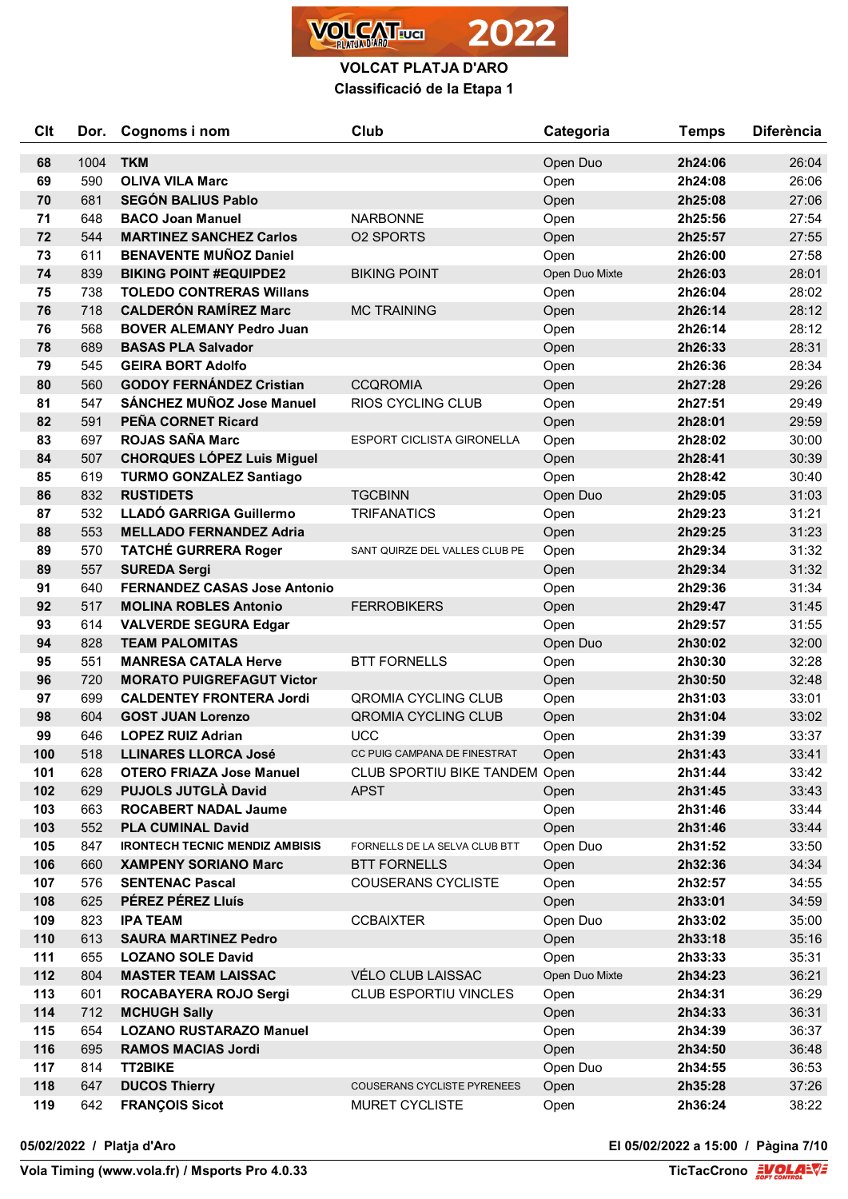# VOLCAT PLATJA D'ARO

## Classificació de la Etapa 1

| Clt | Dor. | Cognoms i nom | Club | Categoria | Temps | Diferència |
|---|---|---|---|---|---|---|
| 68 | 1004 | **TKM** | | Open Duo | **2h24:06** | 26:04 |
| 69 | 590 | **OLIVA VILA Marc** | | Open | **2h24:08** | 26:06 |
| 70 | 681 | **SEGÓN BALIUS Pablo** | | Open | **2h25:08** | 27:06 |
| 71 | 648 | **BACO Joan Manuel** | NARBONNE | Open | **2h25:56** | 27:54 |
| 72 | 544 | **MARTINEZ SANCHEZ Carlos** | O2 SPORTS | Open | **2h25:57** | 27:55 |
| 73 | 611 | **BENAVENTE MUÑOZ Daniel** | | Open | **2h26:00** | 27:58 |
| 74 | 839 | **BIKING POINT #EQUIPDE2** | BIKING POINT | Open Duo Mixte | **2h26:03** | 28:01 |
| 75 | 738 | **TOLEDO CONTRERAS Willans** | | Open | **2h26:04** | 28:02 |
| 76 | 718 | **CALDERÓN RAMÍREZ Marc** | MC TRAINING | Open | **2h26:14** | 28:12 |
| 76 | 568 | **BOVER ALEMANY Pedro Juan** | | Open | **2h26:14** | 28:12 |
| 78 | 689 | **BASAS PLA Salvador** | | Open | **2h26:33** | 28:31 |
| 79 | 545 | **GEIRA BORT Adolfo** | | Open | **2h26:36** | 28:34 |
| 80 | 560 | **GODOY FERNÁNDEZ Cristian** | CCQROMIA | Open | **2h27:28** | 29:26 |
| 81 | 547 | **SÁNCHEZ MUÑOZ Jose Manuel** | RIOS CYCLING CLUB | Open | **2h27:51** | 29:49 |
| 82 | 591 | **PEÑA CORNET Ricard** | | Open | **2h28:01** | 29:59 |
| 83 | 697 | **ROJAS SAÑA Marc** | ESPORT CICLISTA GIRONELLA | Open | **2h28:02** | 30:00 |
| 84 | 507 | **CHORQUES LÓPEZ Luis Miguel** | | Open | **2h28:41** | 30:39 |
| 85 | 619 | **TURMO GONZALEZ Santiago** | | Open | **2h28:42** | 30:40 |
| 86 | 832 | **RUSTIDETS** | TGCBINN | Open Duo | **2h29:05** | 31:03 |
| 87 | 532 | **LLADÓ GARRIGA Guillermo** | TRIFANATICS | Open | **2h29:23** | 31:21 |
| 88 | 553 | **MELLADO FERNANDEZ Adria** | | Open | **2h29:25** | 31:23 |
| 89 | 570 | **TATCHÉ GURRERA Roger** | SANT QUIRZE DEL VALLES CLUB PE | Open | **2h29:34** | 31:32 |
| 89 | 557 | **SUREDA Sergi** | | Open | **2h29:34** | 31:32 |
| 91 | 640 | **FERNANDEZ CASAS Jose Antonio** | | Open | **2h29:36** | 31:34 |
| 92 | 517 | **MOLINA ROBLES Antonio** | FERROBIKERS | Open | **2h29:47** | 31:45 |
| 93 | 614 | **VALVERDE SEGURA Edgar** | | Open | **2h29:57** | 31:55 |
| 94 | 828 | **TEAM PALOMITAS** | | Open Duo | **2h30:02** | 32:00 |
| 95 | 551 | **MANRESA CATALA Herve** | BTT FORNELLS | Open | **2h30:30** | 32:28 |
| 96 | 720 | **MORATO PUIGREFAGUT Victor** | | Open | **2h30:50** | 32:48 |
| 97 | 699 | **CALDENTEY FRONTERA Jordi** | QROMIA CYCLING CLUB | Open | **2h31:03** | 33:01 |
| 98 | 604 | **GOST JUAN Lorenzo** | QROMIA CYCLING CLUB | Open | **2h31:04** | 33:02 |
| 99 | 646 | **LOPEZ RUIZ Adrian** | UCC | Open | **2h31:39** | 33:37 |
| 100 | 518 | **LLINARES LLORCA José** | CC PUIG CAMPANA DE FINESTRAT | Open | **2h31:43** | 33:41 |
| 101 | 628 | **OTERO FRIAZA Jose Manuel** | CLUB SPORTIU BIKE TANDEM | Open | **2h31:44** | 33:42 |
| 102 | 629 | **PUJOLS JUTGLÀ David** | APST | Open | **2h31:45** | 33:43 |
| 103 | 663 | **ROCABERT NADAL Jaume** | | Open | **2h31:46** | 33:44 |
| 103 | 552 | **PLA CUMINAL David** | | Open | **2h31:46** | 33:44 |
| 105 | 847 | **IRONTECH TECNIC MENDIZ AMBISIS** | FORNELLS DE LA SELVA CLUB BTT | Open Duo | **2h31:52** | 33:50 |
| 106 | 660 | **XAMPENY SORIANO Marc** | BTT FORNELLS | Open | **2h32:36** | 34:34 |
| 107 | 576 | **SENTENAC Pascal** | COUSERANS CYCLISTE | Open | **2h32:57** | 34:55 |
| 108 | 625 | **PÉREZ PÉREZ Lluís** | | Open | **2h33:01** | 34:59 |
| 109 | 823 | **IPA TEAM** | CCBAIXTER | Open Duo | **2h33:02** | 35:00 |
| 110 | 613 | **SAURA MARTINEZ Pedro** | | Open | **2h33:18** | 35:16 |
| 111 | 655 | **LOZANO SOLE David** | | Open | **2h33:33** | 35:31 |
| 112 | 804 | **MASTER TEAM LAISSAC** | VÉLO CLUB LAISSAC | Open Duo Mixte | **2h34:23** | 36:21 |
| 113 | 601 | **ROCABAYERA ROJO Sergi** | CLUB ESPORTIU VINCLES | Open | **2h34:31** | 36:29 |
| 114 | 712 | **MCHUGH Sally** | | Open | **2h34:33** | 36:31 |
| 115 | 654 | **LOZANO RUSTARAZO Manuel** | | Open | **2h34:39** | 36:37 |
| 116 | 695 | **RAMOS MACIAS Jordi** | | Open | **2h34:50** | 36:48 |
| 117 | 814 | **TT2BIKE** | | Open Duo | **2h34:55** | 36:53 |
| 118 | 647 | **DUCOS Thierry** | COUSERANS CYCLISTE PYRENEES | Open | **2h35:28** | 37:26 |
| 119 | 642 | **FRANÇOIS Sicot** | MURET CYCLISTE | Open | **2h36:24** | 38:22 |

**05/02/2022 / Platja d'Aro** — **El 05/02/2022 a 15:00**

**Vola Timing (www.vola.fr) / Msports Pro 4.0.33** — **TicTacCrono**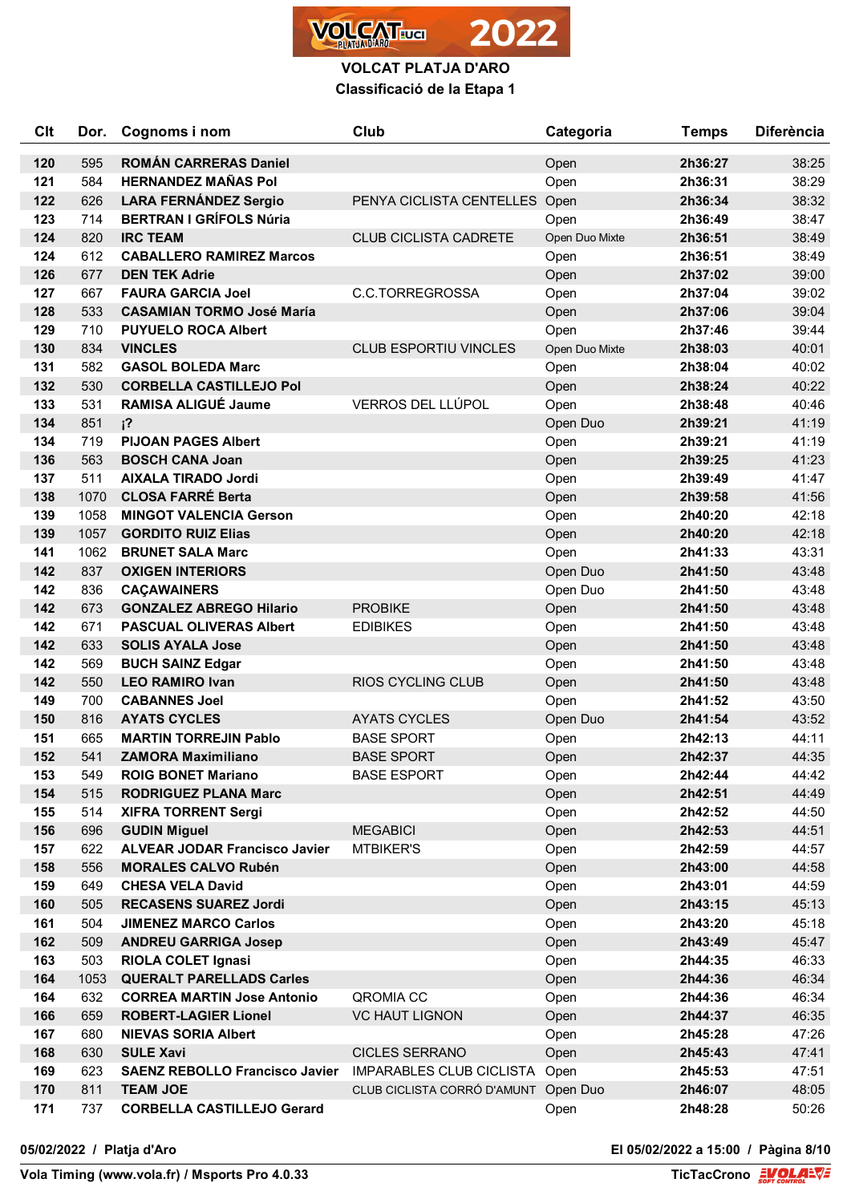VOLCAT PLATJA D'ARO

Classificació de la Etapa 1

| Clt | Dor. | Cognoms i nom | Club | Categoria | Temps | Diferència |
|---|---|---|---|---|---|---|
| 120 | 595 | ROMÁN CARRERAS Daniel | | Open | 2h36:27 | 38:25 |
| 121 | 584 | HERNANDEZ MAÑAS Pol | | Open | 2h36:31 | 38:29 |
| 122 | 626 | LARA FERNÁNDEZ Sergio | PENYA CICLISTA CENTELLES | Open | 2h36:34 | 38:32 |
| 123 | 714 | BERTRAN I GRÍFOLS Núria | | Open | 2h36:49 | 38:47 |
| 124 | 820 | IRC TEAM | CLUB CICLISTA CADRETE | Open Duo Mixte | 2h36:51 | 38:49 |
| 124 | 612 | CABALLERO RAMIREZ Marcos | | Open | 2h36:51 | 38:49 |
| 126 | 677 | DEN TEK Adrie | | Open | 2h37:02 | 39:00 |
| 127 | 667 | FAURA GARCIA Joel | C.C.TORREGROSSA | Open | 2h37:04 | 39:02 |
| 128 | 533 | CASAMIAN TORMO José María | | Open | 2h37:06 | 39:04 |
| 129 | 710 | PUYUELO ROCA Albert | | Open | 2h37:46 | 39:44 |
| 130 | 834 | VINCLES | CLUB ESPORTIU VINCLES | Open Duo Mixte | 2h38:03 | 40:01 |
| 131 | 582 | GASOL BOLEDA Marc | | Open | 2h38:04 | 40:02 |
| 132 | 530 | CORBELLA CASTILLEJO Pol | | Open | 2h38:24 | 40:22 |
| 133 | 531 | RAMISA ALIGUÉ Jaume | VERROS DEL LLÚPOL | Open | 2h38:48 | 40:46 |
| 134 | 851 | ¡? | | Open Duo | 2h39:21 | 41:19 |
| 134 | 719 | PIJOAN PAGES Albert | | Open | 2h39:21 | 41:19 |
| 136 | 563 | BOSCH CANA Joan | | Open | 2h39:25 | 41:23 |
| 137 | 511 | AIXALA TIRADO Jordi | | Open | 2h39:49 | 41:47 |
| 138 | 1070 | CLOSA FARRÉ Berta | | Open | 2h39:58 | 41:56 |
| 139 | 1058 | MINGOT VALENCIA Gerson | | Open | 2h40:20 | 42:18 |
| 139 | 1057 | GORDITO RUIZ Elias | | Open | 2h40:20 | 42:18 |
| 141 | 1062 | BRUNET SALA Marc | | Open | 2h41:33 | 43:31 |
| 142 | 837 | OXIGEN INTERIORS | | Open Duo | 2h41:50 | 43:48 |
| 142 | 836 | CAÇAWAINERS | | Open Duo | 2h41:50 | 43:48 |
| 142 | 673 | GONZALEZ ABREGO Hilario | PROBIKE | Open | 2h41:50 | 43:48 |
| 142 | 671 | PASCUAL OLIVERAS Albert | EDIBIKES | Open | 2h41:50 | 43:48 |
| 142 | 633 | SOLIS AYALA Jose | | Open | 2h41:50 | 43:48 |
| 142 | 569 | BUCH SAINZ Edgar | | Open | 2h41:50 | 43:48 |
| 142 | 550 | LEO RAMIRO Ivan | RIOS CYCLING CLUB | Open | 2h41:50 | 43:48 |
| 149 | 700 | CABANNES Joel | | Open | 2h41:52 | 43:50 |
| 150 | 816 | AYATS CYCLES | AYATS CYCLES | Open Duo | 2h41:54 | 43:52 |
| 151 | 665 | MARTIN TORREJIN Pablo | BASE SPORT | Open | 2h42:13 | 44:11 |
| 152 | 541 | ZAMORA Maximiliano | BASE SPORT | Open | 2h42:37 | 44:35 |
| 153 | 549 | ROIG BONET Mariano | BASE ESPORT | Open | 2h42:44 | 44:42 |
| 154 | 515 | RODRIGUEZ PLANA Marc | | Open | 2h42:51 | 44:49 |
| 155 | 514 | XIFRA TORRENT Sergi | | Open | 2h42:52 | 44:50 |
| 156 | 696 | GUDIN Miguel | MEGABICI | Open | 2h42:53 | 44:51 |
| 157 | 622 | ALVEAR JODAR Francisco Javier | MTBIKER'S | Open | 2h42:59 | 44:57 |
| 158 | 556 | MORALES CALVO Rubén | | Open | 2h43:00 | 44:58 |
| 159 | 649 | CHESA VELA David | | Open | 2h43:01 | 44:59 |
| 160 | 505 | RECASENS SUAREZ Jordi | | Open | 2h43:15 | 45:13 |
| 161 | 504 | JIMENEZ MARCO Carlos | | Open | 2h43:20 | 45:18 |
| 162 | 509 | ANDREU GARRIGA Josep | | Open | 2h43:49 | 45:47 |
| 163 | 503 | RIOLA COLET Ignasi | | Open | 2h44:35 | 46:33 |
| 164 | 1053 | QUERALT PARELLADS Carles | | Open | 2h44:36 | 46:34 |
| 164 | 632 | CORREA MARTIN Jose Antonio | QROMIA CC | Open | 2h44:36 | 46:34 |
| 166 | 659 | ROBERT-LAGIER Lionel | VC HAUT LIGNON | Open | 2h44:37 | 46:35 |
| 167 | 680 | NIEVAS SORIA Albert | | Open | 2h45:28 | 47:26 |
| 168 | 630 | SULE Xavi | CICLES SERRANO | Open | 2h45:43 | 47:41 |
| 169 | 623 | SAENZ REBOLLO Francisco Javier | IMPARABLES CLUB CICLISTA | Open | 2h45:53 | 47:51 |
| 170 | 811 | TEAM JOE | CLUB CICLISTA CORRÓ D'AMUNT | Open Duo | 2h46:07 | 48:05 |
| 171 | 737 | CORBELLA CASTILLEJO Gerard | | Open | 2h48:28 | 50:26 |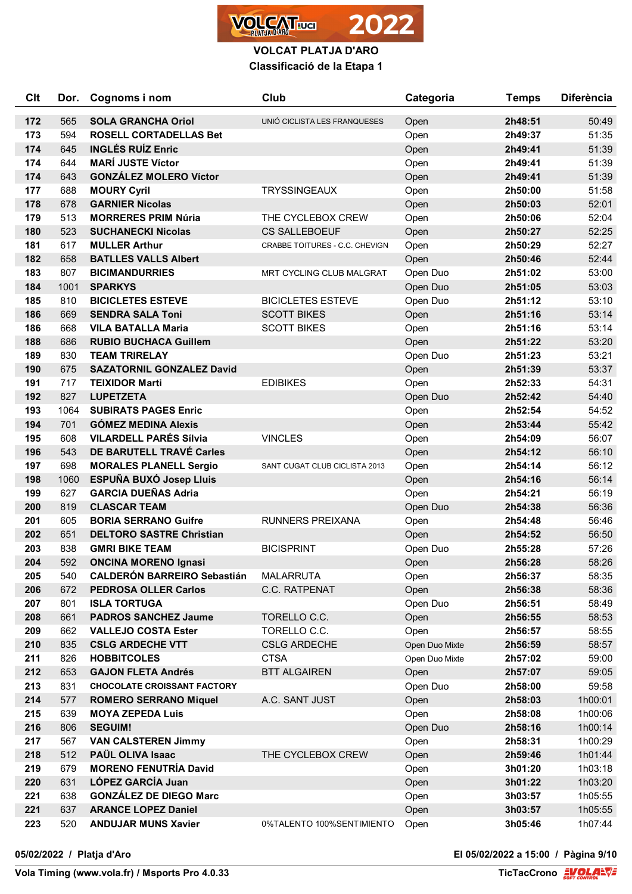# VOLCAT PLATJA D'ARO

## Classificació de la Etapa 1

| Clt | Dor. | Cognoms i nom | Club | Categoria | Temps | Diferència |
|---|---|---|---|---|---|---|
| 172 | 565 | **SOLA GRANCHA Oriol** | UNIÓ CICLISTA LES FRANQUESES | Open | **2h48:51** | 50:49 |
| 173 | 594 | **ROSELL CORTADELLAS Bet** | | Open | **2h49:37** | 51:35 |
| 174 | 645 | **INGLÉS RUÍZ Enric** | | Open | **2h49:41** | 51:39 |
| 174 | 644 | **MARÍ JUSTE Víctor** | | Open | **2h49:41** | 51:39 |
| 174 | 643 | **GONZÁLEZ MOLERO Víctor** | | Open | **2h49:41** | 51:39 |
| 177 | 688 | **MOURY Cyril** | TRYSSINGEAUX | Open | **2h50:00** | 51:58 |
| 178 | 678 | **GARNIER Nicolas** | | Open | **2h50:03** | 52:01 |
| 179 | 513 | **MORRERES PRIM Núria** | THE CYCLEBOX CREW | Open | **2h50:06** | 52:04 |
| 180 | 523 | **SUCHANECKI Nicolas** | CS SALLEBOEUF | Open | **2h50:27** | 52:25 |
| 181 | 617 | **MULLER Arthur** | CRABBE TOITURES - C.C. CHEVIGN | Open | **2h50:29** | 52:27 |
| 182 | 658 | **BATLLES VALLS Albert** | | Open | **2h50:46** | 52:44 |
| 183 | 807 | **BICIMANDURRIES** | MRT CYCLING CLUB MALGRAT | Open Duo | **2h51:02** | 53:00 |
| 184 | 1001 | **SPARKYS** | | Open Duo | **2h51:05** | 53:03 |
| 185 | 810 | **BICICLETES ESTEVE** | BICICLETES ESTEVE | Open Duo | **2h51:12** | 53:10 |
| 186 | 669 | **SENDRA SALA Toni** | SCOTT BIKES | Open | **2h51:16** | 53:14 |
| 186 | 668 | **VILA BATALLA Maria** | SCOTT BIKES | Open | **2h51:16** | 53:14 |
| 188 | 686 | **RUBIO BUCHACA Guillem** | | Open | **2h51:22** | 53:20 |
| 189 | 830 | **TEAM TRIRELAY** | | Open Duo | **2h51:23** | 53:21 |
| 190 | 675 | **SAZATORNIL GONZALEZ David** | | Open | **2h51:39** | 53:37 |
| 191 | 717 | **TEIXIDOR Marti** | EDIBIKES | Open | **2h52:33** | 54:31 |
| 192 | 827 | **LUPETZETA** | | Open Duo | **2h52:42** | 54:40 |
| 193 | 1064 | **SUBIRATS PAGES Enric** | | Open | **2h52:54** | 54:52 |
| 194 | 701 | **GÓMEZ MEDINA Alexis** | | Open | **2h53:44** | 55:42 |
| 195 | 608 | **VILARDELL PARÉS Sílvia** | VINCLES | Open | **2h54:09** | 56:07 |
| 196 | 543 | **DE BARUTELL TRAVÉ Carles** | | Open | **2h54:12** | 56:10 |
| 197 | 698 | **MORALES PLANELL Sergio** | SANT CUGAT CLUB CICLISTA 2013 | Open | **2h54:14** | 56:12 |
| 198 | 1060 | **ESPUÑA BUXÓ Josep Lluis** | | Open | **2h54:16** | 56:14 |
| 199 | 627 | **GARCIA DUEÑAS Adria** | | Open | **2h54:21** | 56:19 |
| 200 | 819 | **CLASCAR TEAM** | | Open Duo | **2h54:38** | 56:36 |
| 201 | 605 | **BORIA SERRANO Guifre** | RUNNERS PREIXANA | Open | **2h54:48** | 56:46 |
| 202 | 651 | **DELTORO SASTRE Christian** | | Open | **2h54:52** | 56:50 |
| 203 | 838 | **GMRI BIKE TEAM** | BICISPRINT | Open Duo | **2h55:28** | 57:26 |
| 204 | 592 | **ONCINA MORENO Ignasi** | | Open | **2h56:28** | 58:26 |
| 205 | 540 | **CALDERÓN BARREIRO Sebastián** | MALARRUTA | Open | **2h56:37** | 58:35 |
| 206 | 672 | **PEDROSA OLLER Carlos** | C.C. RATPENAT | Open | **2h56:38** | 58:36 |
| 207 | 801 | **ISLA TORTUGA** | | Open Duo | **2h56:51** | 58:49 |
| 208 | 661 | **PADROS SANCHEZ Jaume** | TORELLO C.C. | Open | **2h56:55** | 58:53 |
| 209 | 662 | **VALLEJO COSTA Ester** | TORELLO C.C. | Open | **2h56:57** | 58:55 |
| 210 | 835 | **CSLG ARDECHE VTT** | CSLG ARDECHE | Open Duo Mixte | **2h56:59** | 58:57 |
| 211 | 826 | **HOBBITCOLES** | CTSA | Open Duo Mixte | **2h57:02** | 59:00 |
| 212 | 653 | **GAJON FLETA Andrés** | BTT ALGAIREN | Open | **2h57:07** | 59:05 |
| 213 | 831 | **CHOCOLATE CROISSANT FACTORY** | | Open Duo | **2h58:00** | 59:58 |
| 214 | 577 | **ROMERO SERRANO Miquel** | A.C. SANT JUST | Open | **2h58:03** | 1h00:01 |
| 215 | 639 | **MOYA ZEPEDA Luis** | | Open | **2h58:08** | 1h00:06 |
| 216 | 806 | **SEGUIM!** | | Open Duo | **2h58:16** | 1h00:14 |
| 217 | 567 | **VAN CALSTEREN Jimmy** | | Open | **2h58:31** | 1h00:29 |
| 218 | 512 | **PAÜL OLIVA Isaac** | THE CYCLEBOX CREW | Open | **2h59:46** | 1h01:44 |
| 219 | 679 | **MORENO FENUTRÍA David** | | Open | **3h01:20** | 1h03:18 |
| 220 | 631 | **LÓPEZ GARCÍA Juan** | | Open | **3h01:22** | 1h03:20 |
| 221 | 638 | **GONZÁLEZ DE DIEGO Marc** | | Open | **3h03:57** | 1h05:55 |
| 221 | 637 | **ARANCE LOPEZ Daniel** | | Open | **3h03:57** | 1h05:55 |
| 223 | 520 | **ANDUJAR MUNS Xavier** | 0%TALENTO 100%SENTIMIENTO | Open | **3h05:46** | 1h07:44 |

**05/02/2022 / Platja d'Aro** — **El 05/02/2022 a 15:00**

**Vola Timing (www.vola.fr) / Msports Pro 4.0.33** — **TicTacCrono**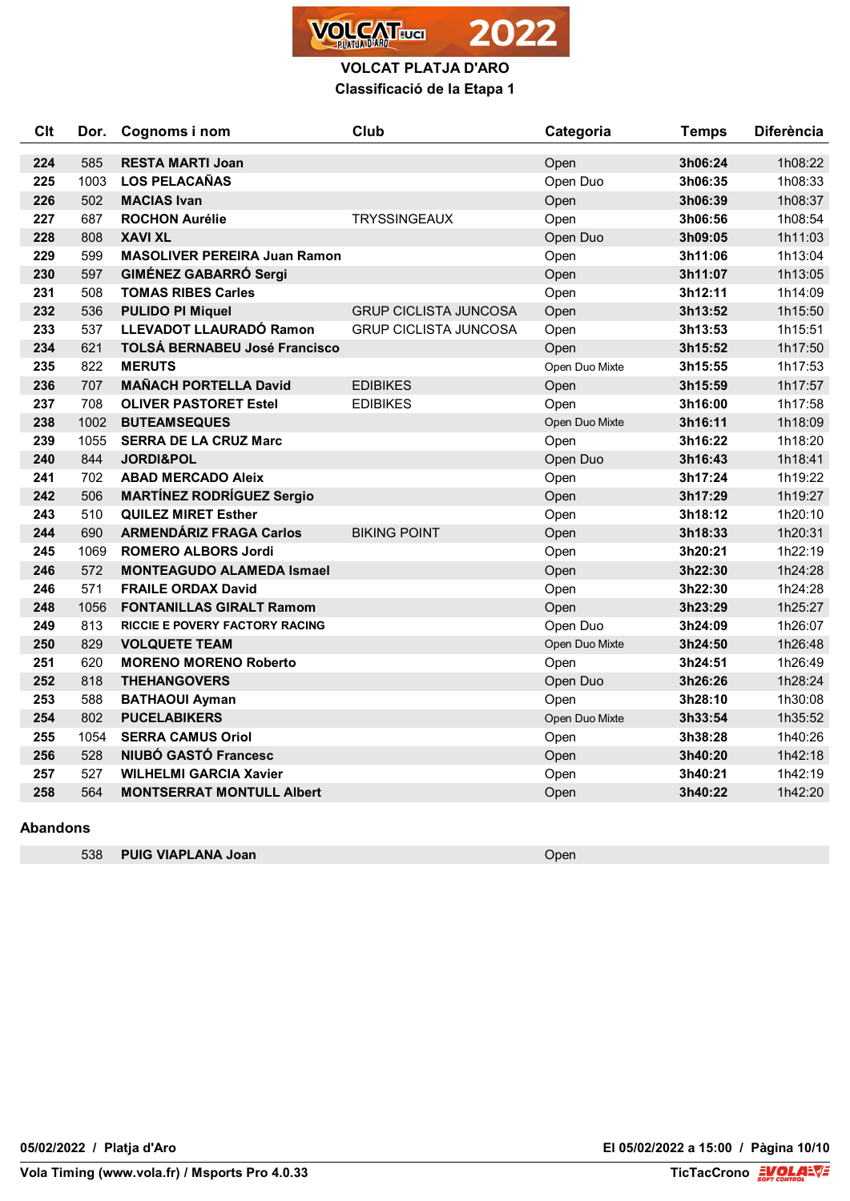VOLCAT PLATJA D'ARO

Classificació de la Etapa 1

| Clt | Dor. | Cognoms i nom | Club | Categoria | Temps | Diferència |
|---|---|---|---|---|---|---|
| 224 | 585 | RESTA MARTI Joan | | Open | 3h06:24 | 1h08:22 |
| 225 | 1003 | LOS PELACAÑAS | | Open Duo | 3h06:35 | 1h08:33 |
| 226 | 502 | MACIAS Ivan | | Open | 3h06:39 | 1h08:37 |
| 227 | 687 | ROCHON Aurélie | TRYSSINGEAUX | Open | 3h06:56 | 1h08:54 |
| 228 | 808 | XAVI XL | | Open Duo | 3h09:05 | 1h11:03 |
| 229 | 599 | MASOLIVER PEREIRA Juan Ramon | | Open | 3h11:06 | 1h13:04 |
| 230 | 597 | GIMÉNEZ GABARRÓ Sergi | | Open | 3h11:07 | 1h13:05 |
| 231 | 508 | TOMAS RIBES Carles | | Open | 3h12:11 | 1h14:09 |
| 232 | 536 | PULIDO PI Miquel | GRUP CICLISTA JUNCOSA | Open | 3h13:52 | 1h15:50 |
| 233 | 537 | LLEVADOT LLAURADÓ Ramon | GRUP CICLISTA JUNCOSA | Open | 3h13:53 | 1h15:51 |
| 234 | 621 | TOLSÁ BERNABEU José Francisco | | Open | 3h15:52 | 1h17:50 |
| 235 | 822 | MERUTS | | Open Duo Mixte | 3h15:55 | 1h17:53 |
| 236 | 707 | MAÑACH PORTELLA David | EDIBIKES | Open | 3h15:59 | 1h17:57 |
| 237 | 708 | OLIVER PASTORET Estel | EDIBIKES | Open | 3h16:00 | 1h17:58 |
| 238 | 1002 | BUTEAMSEQUES | | Open Duo Mixte | 3h16:11 | 1h18:09 |
| 239 | 1055 | SERRA DE LA CRUZ Marc | | Open | 3h16:22 | 1h18:20 |
| 240 | 844 | JORDI&POL | | Open Duo | 3h16:43 | 1h18:41 |
| 241 | 702 | ABAD MERCADO Aleix | | Open | 3h17:24 | 1h19:22 |
| 242 | 506 | MARTÍNEZ RODRÍGUEZ Sergio | | Open | 3h17:29 | 1h19:27 |
| 243 | 510 | QUILEZ MIRET Esther | | Open | 3h18:12 | 1h20:10 |
| 244 | 690 | ARMENDÁRIZ FRAGA Carlos | BIKING POINT | Open | 3h18:33 | 1h20:31 |
| 245 | 1069 | ROMERO ALBORS Jordi | | Open | 3h20:21 | 1h22:19 |
| 246 | 572 | MONTEAGUDO ALAMEDA Ismael | | Open | 3h22:30 | 1h24:28 |
| 246 | 571 | FRAILE ORDAX David | | Open | 3h22:30 | 1h24:28 |
| 248 | 1056 | FONTANILLAS GIRALT Ramom | | Open | 3h23:29 | 1h25:27 |
| 249 | 813 | RICCIE E POVERY FACTORY RACING | | Open Duo | 3h24:09 | 1h26:07 |
| 250 | 829 | VOLQUETE TEAM | | Open Duo Mixte | 3h24:50 | 1h26:48 |
| 251 | 620 | MORENO MORENO Roberto | | Open | 3h24:51 | 1h26:49 |
| 252 | 818 | THEHANGOVERS | | Open Duo | 3h26:26 | 1h28:24 |
| 253 | 588 | BATHAOUI Ayman | | Open | 3h28:10 | 1h30:08 |
| 254 | 802 | PUCELABIKERS | | Open Duo Mixte | 3h33:54 | 1h35:52 |
| 255 | 1054 | SERRA CAMUS Oriol | | Open | 3h38:28 | 1h40:26 |
| 256 | 528 | NIUBÓ GASTÓ Francesc | | Open | 3h40:20 | 1h42:18 |
| 257 | 527 | WILHELMI GARCIA Xavier | | Open | 3h40:21 | 1h42:19 |
| 258 | 564 | MONTSERRAT MONTULL Albert | | Open | 3h40:22 | 1h42:20 |

## Abandons

| Clt | Dor. | Cognoms i nom | Club | Categoria | Temps | Diferència |
|---|---|---|---|---|---|---|
| | 538 | PUIG VIAPLANA Joan | | Open | | |

05/02/2022 / Platja d'Aro

El 05/02/2022 a 15:00

Vola Timing (www.vola.fr) / Msports Pro 4.0.33

TicTacCrono